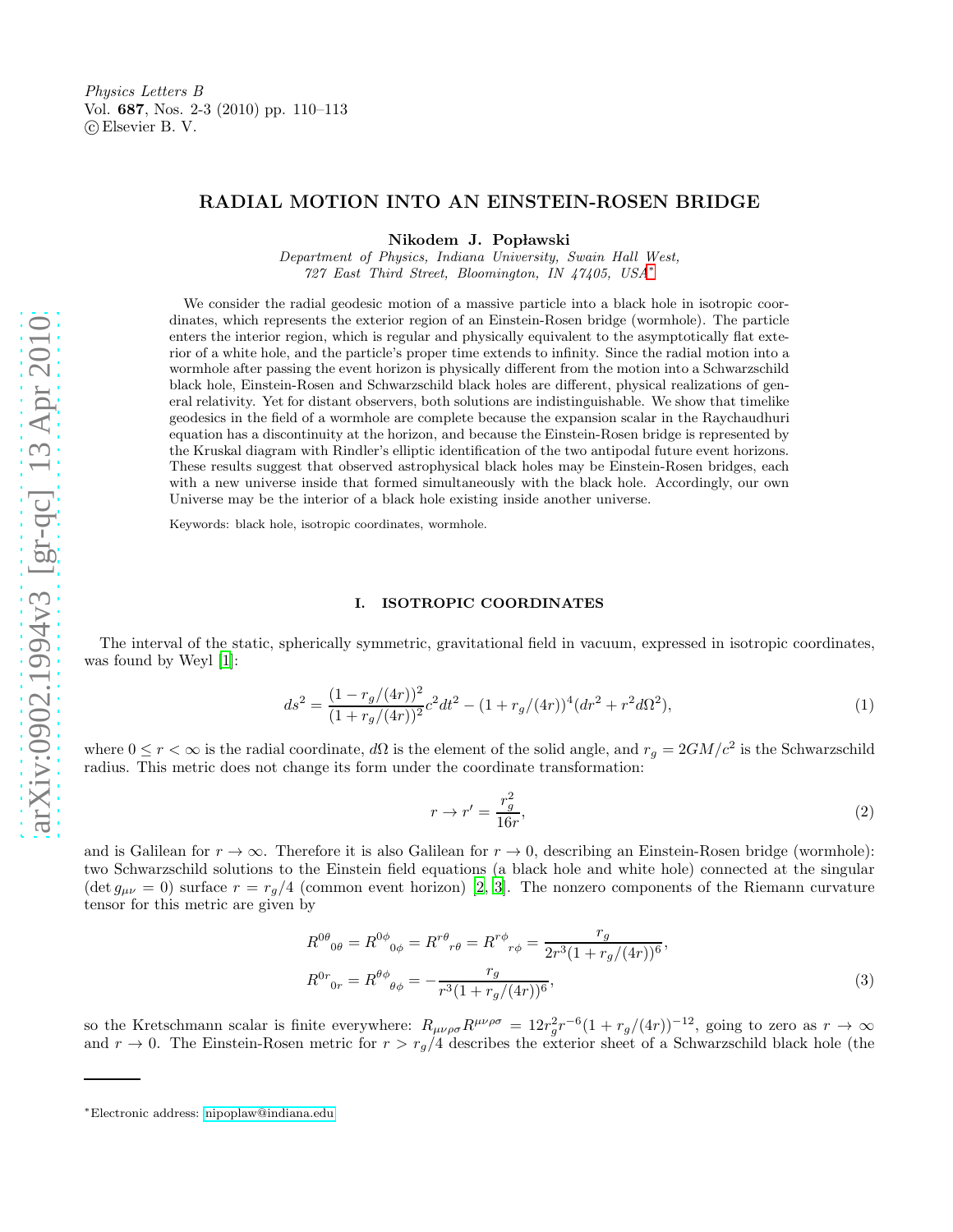Physics Letters B
Vol. **687**, Nos. 2-3 (2010) pp. 110–113
© Elsevier B. V.

# RADIAL MOTION INTO AN EINSTEIN-ROSEN BRIDGE

**Nikodem J. Popławski**

*Department of Physics, Indiana University, Swain Hall West, 727 East Third Street, Bloomington, IN 47405, USA*[*]

We consider the radial geodesic motion of a massive particle into a black hole in isotropic coordinates, which represents the exterior region of an Einstein-Rosen bridge (wormhole). The particle enters the interior region, which is regular and physically equivalent to the asymptotically flat exterior of a white hole, and the particle's proper time extends to infinity. Since the radial motion into a wormhole after passing the event horizon is physically different from the motion into a Schwarzschild black hole, Einstein-Rosen and Schwarzschild black holes are different, physical realizations of general relativity. Yet for distant observers, both solutions are indistinguishable. We show that timelike geodesics in the field of a wormhole are complete because the expansion scalar in the Raychaudhuri equation has a discontinuity at the horizon, and because the Einstein-Rosen bridge is represented by the Kruskal diagram with Rindler's elliptic identification of the two antipodal future event horizons. These results suggest that observed astrophysical black holes may be Einstein-Rosen bridges, each with a new universe inside that formed simultaneously with the black hole. Accordingly, our own Universe may be the interior of a black hole existing inside another universe.

Keywords: black hole, isotropic coordinates, wormhole.

## I. ISOTROPIC COORDINATES

The interval of the static, spherically symmetric, gravitational field in vacuum, expressed in isotropic coordinates, was found by Weyl [1]:

$$ds^2 = \frac{(1 - r_g/(4r))^2}{(1 + r_g/(4r))^2}c^2dt^2 - (1 + r_g/(4r))^4(dr^2 + r^2d\Omega^2), \tag{1}$$

where $0 \leq r < \infty$ is the radial coordinate, $d\Omega$ is the element of the solid angle, and $r_g = 2GM/c^2$ is the Schwarzschild radius. This metric does not change its form under the coordinate transformation:

$$r \to r' = \frac{r_g^2}{16r}, \tag{2}$$

and is Galilean for $r \to \infty$. Therefore it is also Galilean for $r \to 0$, describing an Einstein-Rosen bridge (wormhole): two Schwarzschild solutions to the Einstein field equations (a black hole and white hole) connected at the singular ($\det g_{\mu\nu} = 0$) surface $r = r_g/4$ (common event horizon) [2, 3]. The nonzero components of the Riemann curvature tensor for this metric are given by

$$R^{0\theta}{}_{0\theta} = R^{0\phi}{}_{0\phi} = R^{r\theta}{}_{r\theta} = R^{r\phi}{}_{r\phi} = \frac{r_g}{2r^3(1 + r_g/(4r))^6},$$
$$R^{0r}{}_{0r} = R^{\theta\phi}{}_{\theta\phi} = -\frac{r_g}{r^3(1 + r_g/(4r))^6}, \tag{3}$$

so the Kretschmann scalar is finite everywhere: $R_{\mu\nu\rho\sigma}R^{\mu\nu\rho\sigma} = 12r_g^2r^{-6}(1 + r_g/(4r))^{-12}$, going to zero as $r \to \infty$ and $r \to 0$. The Einstein-Rosen metric for $r > r_g/4$ describes the exterior sheet of a Schwarzschild black hole (the

---

[*] Electronic address: nipoplaw@indiana.edu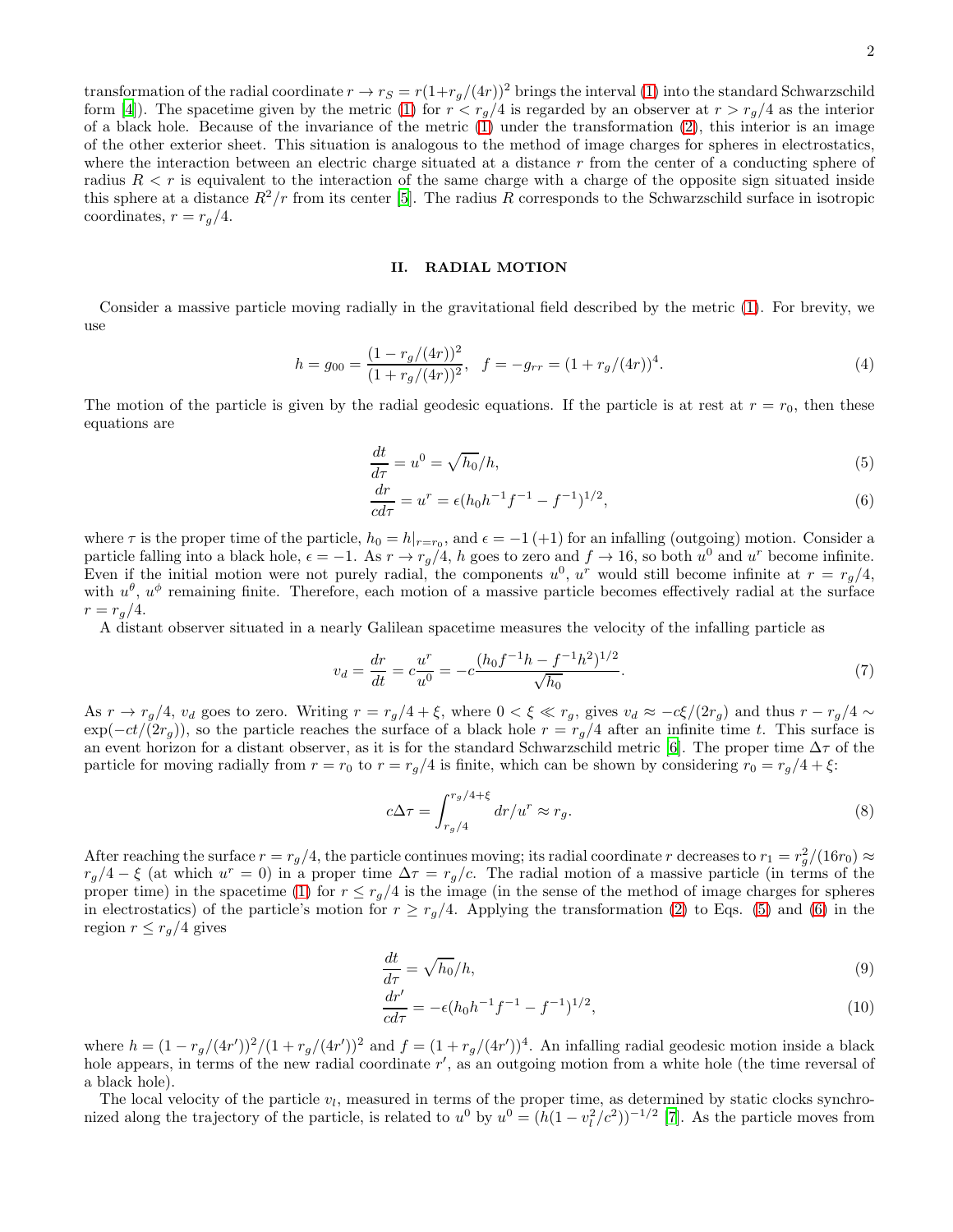transformation of the radial coordinate $r \to r_S = r(1+r_g/(4r))^2$ brings the interval (1) into the standard Schwarzschild form [4]). The spacetime given by the metric (1) for $r < r_g/4$ is regarded by an observer at $r > r_g/4$ as the interior of a black hole. Because of the invariance of the metric (1) under the transformation (2), this interior is an image of the other exterior sheet. This situation is analogous to the method of image charges for spheres in electrostatics, where the interaction between an electric charge situated at a distance $r$ from the center of a conducting sphere of radius $R < r$ is equivalent to the interaction of the same charge with a charge of the opposite sign situated inside this sphere at a distance $R^2/r$ from its center [5]. The radius $R$ corresponds to the Schwarzschild surface in isotropic coordinates, $r = r_g/4$.

## II. RADIAL MOTION

Consider a massive particle moving radially in the gravitational field described by the metric (1). For brevity, we use

$$h = g_{00} = \frac{(1 - r_g/(4r))^2}{(1 + r_g/(4r))^2}, \quad f = -g_{rr} = (1 + r_g/(4r))^4. \tag{4}$$

The motion of the particle is given by the radial geodesic equations. If the particle is at rest at $r = r_0$, then these equations are

$$\frac{dt}{d\tau} = u^0 = \sqrt{h_0}/h, \tag{5}$$

$$\frac{dr}{cd\tau} = u^r = \epsilon(h_0 h^{-1} f^{-1} - f^{-1})^{1/2}, \tag{6}$$

where $\tau$ is the proper time of the particle, $h_0 = h|_{r=r_0}$, and $\epsilon = -1\,(+1)$ for an infalling (outgoing) motion. Consider a particle falling into a black hole, $\epsilon = -1$. As $r \to r_g/4$, $h$ goes to zero and $f \to 16$, so both $u^0$ and $u^r$ become infinite. Even if the initial motion were not purely radial, the components $u^0$, $u^r$ would still become infinite at $r = r_g/4$, with $u^\theta$, $u^\phi$ remaining finite. Therefore, each motion of a massive particle becomes effectively radial at the surface $r = r_g/4$.

A distant observer situated in a nearly Galilean spacetime measures the velocity of the infalling particle as

$$v_d = \frac{dr}{dt} = c\frac{u^r}{u^0} = -c\frac{(h_0 f^{-1} h - f^{-1} h^2)^{1/2}}{\sqrt{h_0}}. \tag{7}$$

As $r \to r_g/4$, $v_d$ goes to zero. Writing $r = r_g/4 + \xi$, where $0 < \xi \ll r_g$, gives $v_d \approx -c\xi/(2r_g)$ and thus $r - r_g/4 \sim \exp(-ct/(2r_g))$, so the particle reaches the surface of a black hole $r = r_g/4$ after an infinite time $t$. This surface is an event horizon for a distant observer, as it is for the standard Schwarzschild metric [6]. The proper time $\Delta\tau$ of the particle for moving radially from $r = r_0$ to $r = r_g/4$ is finite, which can be shown by considering $r_0 = r_g/4 + \xi$:

$$c\Delta\tau = \int_{r_g/4}^{r_g/4+\xi} dr/u^r \approx r_g. \tag{8}$$

After reaching the surface $r = r_g/4$, the particle continues moving; its radial coordinate $r$ decreases to $r_1 = r_g^2/(16r_0) \approx r_g/4 - \xi$ (at which $u^r = 0$) in a proper time $\Delta\tau = r_g/c$. The radial motion of a massive particle (in terms of the proper time) in the spacetime (1) for $r \leq r_g/4$ is the image (in the sense of the method of image charges for spheres in electrostatics) of the particle's motion for $r \geq r_g/4$. Applying the transformation (2) to Eqs. (5) and (6) in the region $r \leq r_g/4$ gives

$$\frac{dt}{d\tau} = \sqrt{h_0}/h, \tag{9}$$

$$\frac{dr'}{cd\tau} = -\epsilon(h_0 h^{-1} f^{-1} - f^{-1})^{1/2}, \tag{10}$$

where $h = (1 - r_g/(4r'))^2/(1 + r_g/(4r'))^2$ and $f = (1 + r_g/(4r'))^4$. An infalling radial geodesic motion inside a black hole appears, in terms of the new radial coordinate $r'$, as an outgoing motion from a white hole (the time reversal of a black hole).

The local velocity of the particle $v_l$, measured in terms of the proper time, as determined by static clocks synchronized along the trajectory of the particle, is related to $u^0$ by $u^0 = (h(1 - v_l^2/c^2))^{-1/2}$ [7]. As the particle moves from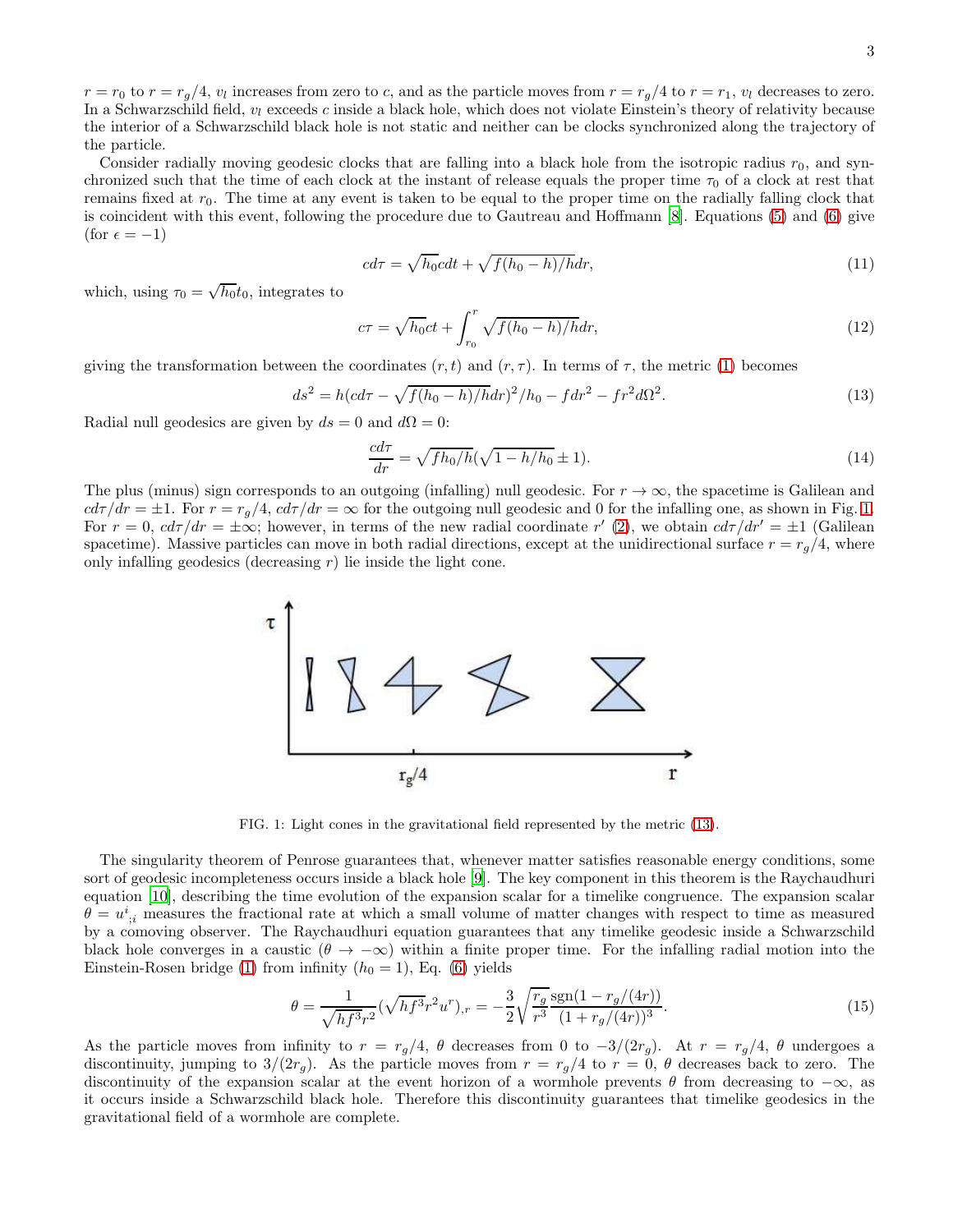$r = r_0$ to $r = r_g/4$, $v_l$ increases from zero to $c$, and as the particle moves from $r = r_g/4$ to $r = r_1$, $v_l$ decreases to zero. In a Schwarzschild field, $v_l$ exceeds $c$ inside a black hole, which does not violate Einstein's theory of relativity because the interior of a Schwarzschild black hole is not static and neither can be clocks synchronized along the trajectory of the particle.

Consider radially moving geodesic clocks that are falling into a black hole from the isotropic radius $r_0$, and synchronized such that the time of each clock at the instant of release equals the proper time $\tau_0$ of a clock at rest that remains fixed at $r_0$. The time at any event is taken to be equal to the proper time on the radially falling clock that is coincident with this event, following the procedure due to Gautreau and Hoffmann [8]. Equations (5) and (6) give (for $\epsilon = -1$)

$$c d\tau = \sqrt{h_0} c dt + \sqrt{f(h_0 - h)/h} dr, \tag{11}$$

which, using $\tau_0 = \sqrt{h_0} t_0$, integrates to

$$c\tau = \sqrt{h_0} ct + \int_{r_0}^{r} \sqrt{f(h_0 - h)/h} dr, \tag{12}$$

giving the transformation between the coordinates $(r, t)$ and $(r, \tau)$. In terms of $\tau$, the metric (1) becomes

$$ds^2 = h(c d\tau - \sqrt{f(h_0 - h)/h} dr)^2/h_0 - f dr^2 - f r^2 d\Omega^2. \tag{13}$$

Radial null geodesics are given by $ds = 0$ and $d\Omega = 0$:

$$\frac{c d\tau}{dr} = \sqrt{f h_0/h}(\sqrt{1 - h/h_0} \pm 1). \tag{14}$$

The plus (minus) sign corresponds to an outgoing (infalling) null geodesic. For $r \to \infty$, the spacetime is Galilean and $cd\tau/dr = \pm 1$. For $r = r_g/4$, $cd\tau/dr = \infty$ for the outgoing null geodesic and 0 for the infalling one, as shown in Fig. 1. For $r = 0$, $cd\tau/dr = \pm\infty$; however, in terms of the new radial coordinate $r'$ (2), we obtain $cd\tau/dr' = \pm 1$ (Galilean spacetime). Massive particles can move in both radial directions, except at the unidirectional surface $r = r_g/4$, where only infalling geodesics (decreasing $r$) lie inside the light cone.

FIG. 1: Light cones in the gravitational field represented by the metric (13).

The singularity theorem of Penrose guarantees that, whenever matter satisfies reasonable energy conditions, some sort of geodesic incompleteness occurs inside a black hole [9]. The key component in this theorem is the Raychaudhuri equation [10], describing the time evolution of the expansion scalar for a timelike congruence. The expansion scalar $\theta = u^i_{\ ;i}$ measures the fractional rate at which a small volume of matter changes with respect to time as measured by a comoving observer. The Raychaudhuri equation guarantees that any timelike geodesic inside a Schwarzschild black hole converges in a caustic ($\theta \to -\infty$) within a finite proper time. For the infalling radial motion into the Einstein-Rosen bridge (1) from infinity ($h_0 = 1$), Eq. (6) yields

$$\theta = \frac{1}{\sqrt{hf^3} r^2}(\sqrt{hf^3} r^2 u^r)_{,r} = -\frac{3}{2}\sqrt{\frac{r_g}{r^3}} \frac{\mathrm{sgn}(1 - r_g/(4r))}{(1 + r_g/(4r))^3}. \tag{15}$$

As the particle moves from infinity to $r = r_g/4$, $\theta$ decreases from 0 to $-3/(2r_g)$. At $r = r_g/4$, $\theta$ undergoes a discontinuity, jumping to $3/(2r_g)$. As the particle moves from $r = r_g/4$ to $r = 0$, $\theta$ decreases back to zero. The discontinuity of the expansion scalar at the event horizon of a wormhole prevents $\theta$ from decreasing to $-\infty$, as it occurs inside a Schwarzschild black hole. Therefore this discontinuity guarantees that timelike geodesics in the gravitational field of a wormhole are complete.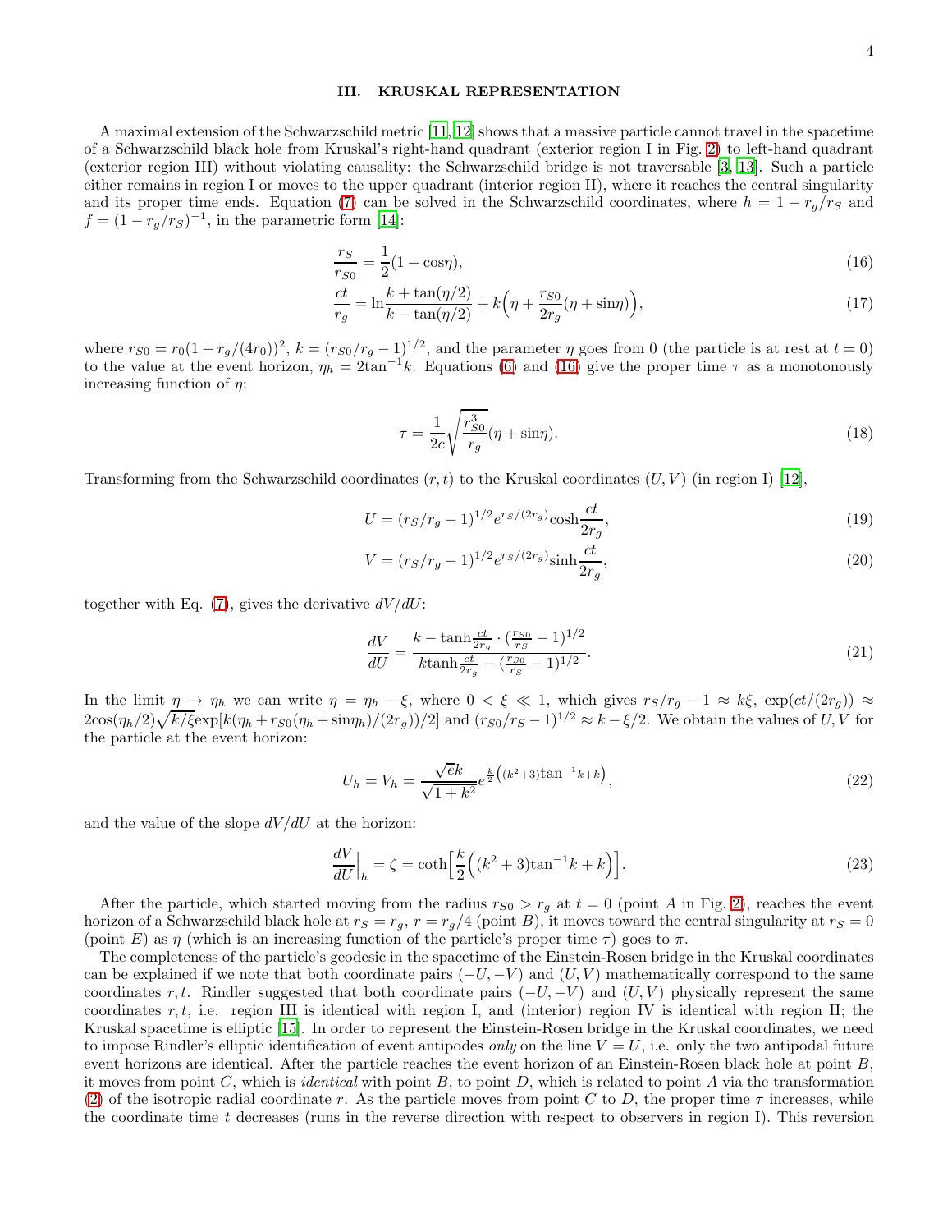## III. KRUSKAL REPRESENTATION

A maximal extension of the Schwarzschild metric [11, 12] shows that a massive particle cannot travel in the spacetime of a Schwarzschild black hole from Kruskal's right-hand quadrant (exterior region I in Fig. 2) to left-hand quadrant (exterior region III) without violating causality: the Schwarzschild bridge is not traversable [3, 13]. Such a particle either remains in region I or moves to the upper quadrant (interior region II), where it reaches the central singularity and its proper time ends. Equation (7) can be solved in the Schwarzschild coordinates, where $h = 1 - r_g/r_S$ and $f = (1 - r_g/r_S)^{-1}$, in the parametric form [14]:

$$\frac{r_S}{r_{S0}} = \frac{1}{2}(1 + \cos\eta), \tag{16}$$

$$\frac{ct}{r_g} = \ln\frac{k + \tan(\eta/2)}{k - \tan(\eta/2)} + k\Big(\eta + \frac{r_{S0}}{2r_g}(\eta + \sin\eta)\Big), \tag{17}$$

where $r_{S0} = r_0(1 + r_g/(4r_0))^2$, $k = (r_{S0}/r_g - 1)^{1/2}$, and the parameter $\eta$ goes from 0 (the particle is at rest at $t = 0$) to the value at the event horizon, $\eta_h = 2\tan^{-1}k$. Equations (6) and (16) give the proper time $\tau$ as a monotonously increasing function of $\eta$:

$$\tau = \frac{1}{2c}\sqrt{\frac{r_{S0}^3}{r_g}}(\eta + \sin\eta). \tag{18}$$

Transforming from the Schwarzschild coordinates $(r, t)$ to the Kruskal coordinates $(U, V)$ (in region I) [12],

$$U = (r_S/r_g - 1)^{1/2} e^{r_S/(2r_g)} \cosh\frac{ct}{2r_g}, \tag{19}$$

$$V = (r_S/r_g - 1)^{1/2} e^{r_S/(2r_g)} \sinh\frac{ct}{2r_g}, \tag{20}$$

together with Eq. (7), gives the derivative $dV/dU$:

$$\frac{dV}{dU} = \frac{k - \tanh\frac{ct}{2r_g} \cdot (\frac{r_{S0}}{r_S} - 1)^{1/2}}{k\tanh\frac{ct}{2r_g} - (\frac{r_{S0}}{r_S} - 1)^{1/2}}. \tag{21}$$

In the limit $\eta \to \eta_h$ we can write $\eta = \eta_h - \xi$, where $0 < \xi \ll 1$, which gives $r_S/r_g - 1 \approx k\xi$, $\exp(ct/(2r_g)) \approx 2\cos(\eta_h/2)\sqrt{k/\xi}\exp[k(\eta_h + r_{S0}(\eta_h + \sin\eta_h)/(2r_g))/2]$ and $(r_{S0}/r_S - 1)^{1/2} \approx k - \xi/2$. We obtain the values of $U, V$ for the particle at the event horizon:

$$U_h = V_h = \frac{\sqrt{e}k}{\sqrt{1 + k^2}} e^{\frac{k}{2}\left((k^2+3)\tan^{-1}k + k\right)}, \tag{22}$$

and the value of the slope $dV/dU$ at the horizon:

$$\frac{dV}{dU}\Big|_h = \zeta = \coth\Big[\frac{k}{2}\Big((k^2 + 3)\tan^{-1}k + k\Big)\Big]. \tag{23}$$

After the particle, which started moving from the radius $r_{S0} > r_g$ at $t = 0$ (point $A$ in Fig. 2), reaches the event horizon of a Schwarzschild black hole at $r_S = r_g$, $r = r_g/4$ (point $B$), it moves toward the central singularity at $r_S = 0$ (point $E$) as $\eta$ (which is an increasing function of the particle's proper time $\tau$) goes to $\pi$.

The completeness of the particle's geodesic in the spacetime of the Einstein-Rosen bridge in the Kruskal coordinates can be explained if we note that both coordinate pairs $(-U, -V)$ and $(U, V)$ mathematically correspond to the same coordinates $r, t$. Rindler suggested that both coordinate pairs $(-U, -V)$ and $(U, V)$ physically represent the same coordinates $r, t$, i.e. region III is identical with region I, and (interior) region IV is identical with region II; the Kruskal spacetime is elliptic [15]. In order to represent the Einstein-Rosen bridge in the Kruskal coordinates, we need to impose Rindler's elliptic identification of event antipodes *only* on the line $V = U$, i.e. only the two antipodal future event horizons are identical. After the particle reaches the event horizon of an Einstein-Rosen black hole at point $B$, it moves from point $C$, which is *identical* with point $B$, to point $D$, which is related to point $A$ via the transformation (2) of the isotropic radial coordinate $r$. As the particle moves from point $C$ to $D$, the proper time $\tau$ increases, while the coordinate time $t$ decreases (runs in the reverse direction with respect to observers in region I). This reversion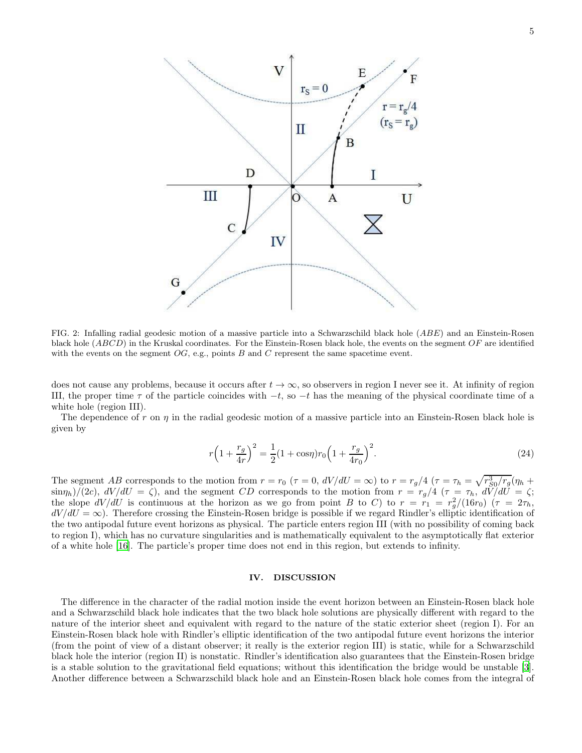FIG. 2: Infalling radial geodesic motion of a massive particle into a Schwarzschild black hole ($ABE$) and an Einstein-Rosen black hole ($ABCD$) in the Kruskal coordinates. For the Einstein-Rosen black hole, the events on the segment $OF$ are identified with the events on the segment $OG$, e.g., points $B$ and $C$ represent the same spacetime event.

does not cause any problems, because it occurs after $t \to \infty$, so observers in region I never see it. At infinity of region III, the proper time $\tau$ of the particle coincides with $-t$, so $-t$ has the meaning of the physical coordinate time of a white hole (region III).

The dependence of $r$ on $\eta$ in the radial geodesic motion of a massive particle into an Einstein-Rosen black hole is given by

$$r\Big(1+\frac{r_g}{4r}\Big)^2 = \frac{1}{2}(1+\cos\eta)r_0\Big(1+\frac{r_g}{4r_0}\Big)^2. \tag{24}$$

The segment $AB$ corresponds to the motion from $r = r_0$ ($\tau = 0$, $dV/dU = \infty$) to $r = r_g/4$ ($\tau = \tau_h = \sqrt{r_{S0}^3/r_g}(\eta_h + \sin\eta_h)/(2c)$, $dV/dU = \zeta$), and the segment $CD$ corresponds to the motion from $r = r_g/4$ ($\tau = \tau_h$, $dV/dU = \zeta$; the slope $dV/dU$ is continuous at the horizon as we go from point $B$ to $C$) to $r = r_1 = r_g^2/(16r_0)$ ($\tau = 2\tau_h$, $dV/dU = \infty$). Therefore crossing the Einstein-Rosen bridge is possible if we regard Rindler's elliptic identification of the two antipodal future event horizons as physical. The particle enters region III (with no possibility of coming back to region I), which has no curvature singularities and is mathematically equivalent to the asymptotically flat exterior of a white hole [16]. The particle's proper time does not end in this region, but extends to infinity.

## IV. DISCUSSION

The difference in the character of the radial motion inside the event horizon between an Einstein-Rosen black hole and a Schwarzschild black hole indicates that the two black hole solutions are physically different with regard to the nature of the interior sheet and equivalent with regard to the nature of the static exterior sheet (region I). For an Einstein-Rosen black hole with Rindler's elliptic identification of the two antipodal future event horizons the interior (from the point of view of a distant observer; it really is the exterior region III) is static, while for a Schwarzschild black hole the interior (region II) is nonstatic. Rindler's identification also guarantees that the Einstein-Rosen bridge is a stable solution to the gravitational field equations; without this identification the bridge would be unstable [3]. Another difference between a Schwarzschild black hole and an Einstein-Rosen black hole comes from the integral of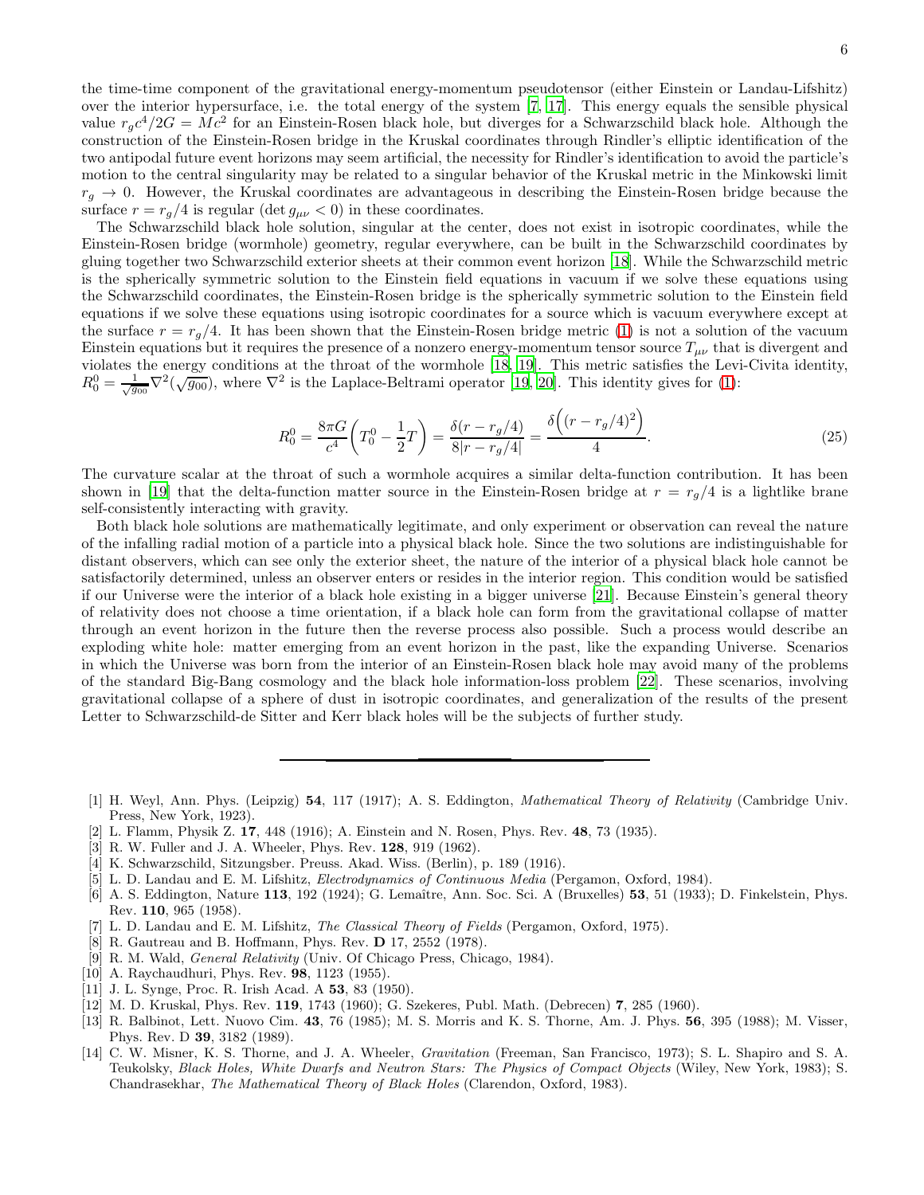the time-time component of the gravitational energy-momentum pseudotensor (either Einstein or Landau-Lifshitz) over the interior hypersurface, i.e. the total energy of the system [7, 17]. This energy equals the sensible physical value $r_g c^4/2G = Mc^2$ for an Einstein-Rosen black hole, but diverges for a Schwarzschild black hole. Although the construction of the Einstein-Rosen bridge in the Kruskal coordinates through Rindler's elliptic identification of the two antipodal future event horizons may seem artificial, the necessity for Rindler's identification to avoid the particle's motion to the central singularity may be related to a singular behavior of the Kruskal metric in the Minkowski limit $r_g \to 0$. However, the Kruskal coordinates are advantageous in describing the Einstein-Rosen bridge because the surface $r = r_g/4$ is regular ($\det g_{\mu\nu} < 0$) in these coordinates.

The Schwarzschild black hole solution, singular at the center, does not exist in isotropic coordinates, while the Einstein-Rosen bridge (wormhole) geometry, regular everywhere, can be built in the Schwarzschild coordinates by gluing together two Schwarzschild exterior sheets at their common event horizon [18]. While the Schwarzschild metric is the spherically symmetric solution to the Einstein field equations in vacuum if we solve these equations using the Schwarzschild coordinates, the Einstein-Rosen bridge is the spherically symmetric solution to the Einstein field equations if we solve these equations using isotropic coordinates for a source which is vacuum everywhere except at the surface $r = r_g/4$. It has been shown that the Einstein-Rosen bridge metric (1) is not a solution of the vacuum Einstein equations but it requires the presence of a nonzero energy-momentum tensor source $T_{\mu\nu}$ that is divergent and violates the energy conditions at the throat of the wormhole [18, 19]. This metric satisfies the Levi-Civita identity, $R^0_0 = \frac{1}{\sqrt{g_{00}}}\nabla^2(\sqrt{g_{00}})$, where $\nabla^2$ is the Laplace-Beltrami operator [19, 20]. This identity gives for (1):

$$R^0_0 = \frac{8\pi G}{c^4}\Big(T^0_0 - \frac{1}{2}T\Big) = \frac{\delta(r - r_g/4)}{8|r - r_g/4|} = \frac{\delta\Big((r - r_g/4)^2\Big)}{4}. \tag{25}$$

The curvature scalar at the throat of such a wormhole acquires a similar delta-function contribution. It has been shown in [19] that the delta-function matter source in the Einstein-Rosen bridge at $r = r_g/4$ is a lightlike brane self-consistently interacting with gravity.

Both black hole solutions are mathematically legitimate, and only experiment or observation can reveal the nature of the infalling radial motion of a particle into a physical black hole. Since the two solutions are indistinguishable for distant observers, which can see only the exterior sheet, the nature of the interior of a physical black hole cannot be satisfactorily determined, unless an observer enters or resides in the interior region. This condition would be satisfied if our Universe were the interior of a black hole existing in a bigger universe [21]. Because Einstein's general theory of relativity does not choose a time orientation, if a black hole can form from the gravitational collapse of matter through an event horizon in the future then the reverse process also possible. Such a process would describe an exploding white hole: matter emerging from an event horizon in the past, like the expanding Universe. Scenarios in which the Universe was born from the interior of an Einstein-Rosen black hole may avoid many of the problems of the standard Big-Bang cosmology and the black hole information-loss problem [22]. These scenarios, involving gravitational collapse of a sphere of dust in isotropic coordinates, and generalization of the results of the present Letter to Schwarzschild-de Sitter and Kerr black holes will be the subjects of further study.

---

[1] H. Weyl, Ann. Phys. (Leipzig) **54**, 117 (1917); A. S. Eddington, *Mathematical Theory of Relativity* (Cambridge Univ. Press, New York, 1923).
[2] L. Flamm, Physik Z. **17**, 448 (1916); A. Einstein and N. Rosen, Phys. Rev. **48**, 73 (1935).
[3] R. W. Fuller and J. A. Wheeler, Phys. Rev. **128**, 919 (1962).
[4] K. Schwarzschild, Sitzungsber. Preuss. Akad. Wiss. (Berlin), p. 189 (1916).
[5] L. D. Landau and E. M. Lifshitz, *Electrodynamics of Continuous Media* (Pergamon, Oxford, 1984).
[6] A. S. Eddington, Nature **113**, 192 (1924); G. Lemaître, Ann. Soc. Sci. A (Bruxelles) **53**, 51 (1933); D. Finkelstein, Phys. Rev. **110**, 965 (1958).
[7] L. D. Landau and E. M. Lifshitz, *The Classical Theory of Fields* (Pergamon, Oxford, 1975).
[8] R. Gautreau and B. Hoffmann, Phys. Rev. **D** 17, 2552 (1978).
[9] R. M. Wald, *General Relativity* (Univ. Of Chicago Press, Chicago, 1984).
[10] A. Raychaudhuri, Phys. Rev. **98**, 1123 (1955).
[11] J. L. Synge, Proc. R. Irish Acad. A **53**, 83 (1950).
[12] M. D. Kruskal, Phys. Rev. **119**, 1743 (1960); G. Szekeres, Publ. Math. (Debrecen) **7**, 285 (1960).
[13] R. Balbinot, Lett. Nuovo Cim. **43**, 76 (1985); M. S. Morris and K. S. Thorne, Am. J. Phys. **56**, 395 (1988); M. Visser, Phys. Rev. D **39**, 3182 (1989).
[14] C. W. Misner, K. S. Thorne, and J. A. Wheeler, *Gravitation* (Freeman, San Francisco, 1973); S. L. Shapiro and S. A. Teukolsky, *Black Holes, White Dwarfs and Neutron Stars: The Physics of Compact Objects* (Wiley, New York, 1983); S. Chandrasekhar, *The Mathematical Theory of Black Holes* (Clarendon, Oxford, 1983).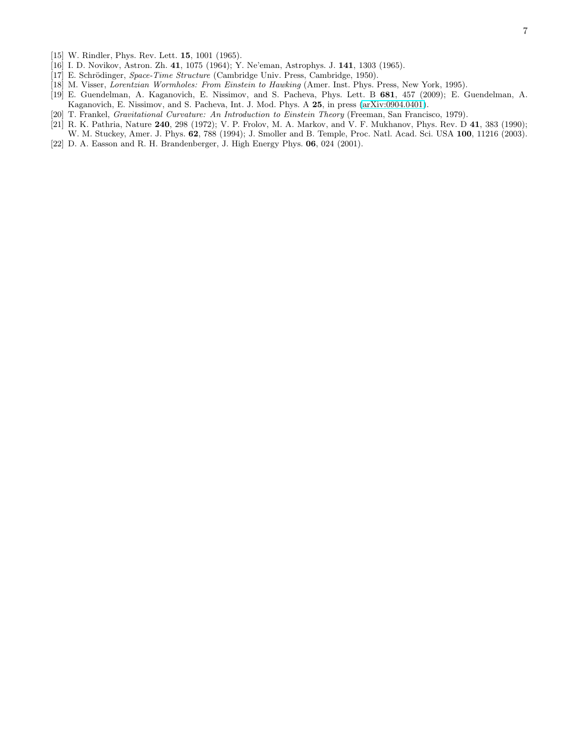[15] W. Rindler, Phys. Rev. Lett. **15**, 1001 (1965).

[16] I. D. Novikov, Astron. Zh. **41**, 1075 (1964); Y. Ne'eman, Astrophys. J. **141**, 1303 (1965).

[17] E. Schrödinger, *Space-Time Structure* (Cambridge Univ. Press, Cambridge, 1950).

[18] M. Visser, *Lorentzian Wormholes: From Einstein to Hawking* (Amer. Inst. Phys. Press, New York, 1995).

[19] E. Guendelman, A. Kaganovich, E. Nissimov, and S. Pacheva, Phys. Lett. B **681**, 457 (2009); E. Guendelman, A. Kaganovich, E. Nissimov, and S. Pacheva, Int. J. Mod. Phys. A **25**, in press (arXiv:0904.0401).

[20] T. Frankel, *Gravitational Curvature: An Introduction to Einstein Theory* (Freeman, San Francisco, 1979).

[21] R. K. Pathria, Nature **240**, 298 (1972); V. P. Frolov, M. A. Markov, and V. F. Mukhanov, Phys. Rev. D **41**, 383 (1990); W. M. Stuckey, Amer. J. Phys. **62**, 788 (1994); J. Smoller and B. Temple, Proc. Natl. Acad. Sci. USA **100**, 11216 (2003).

[22] D. A. Easson and R. H. Brandenberger, J. High Energy Phys. **06**, 024 (2001).